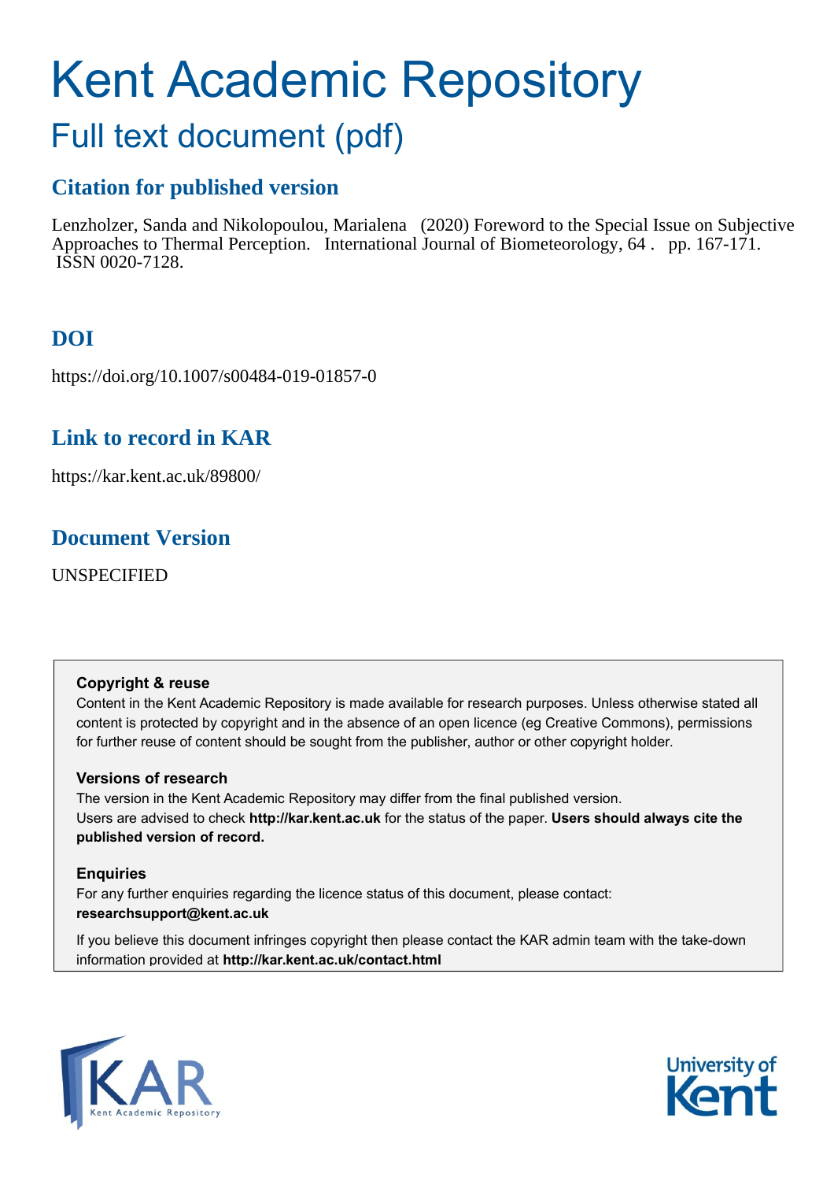# Kent Academic Repository

## Full text document (pdf)

### Citation for published version

Lenzholzer, Sanda and Nikolopoulou, Marialena (2020) Foreword to the Special Issue on Subjective Approaches to Thermal Perception. International Journal of Biometeorology, 64 . pp. 167-171. ISSN 0020-7128.

### DOI

https://doi.org/10.1007/s00484-019-01857-0

### Link to record in KAR

https://kar.kent.ac.uk/89800/

### Document Version

UNSPECIFIED

**Copyright & reuse**

Content in the Kent Academic Repository is made available for research purposes. Unless otherwise stated all content is protected by copyright and in the absence of an open licence (eg Creative Commons), permissions for further reuse of content should be sought from the publisher, author or other copyright holder.

**Versions of research**

The version in the Kent Academic Repository may differ from the final published version. Users are advised to check **http://kar.kent.ac.uk** for the status of the paper. **Users should always cite the published version of record.**

**Enquiries**

For any further enquiries regarding the licence status of this document, please contact: **researchsupport@kent.ac.uk**

If you believe this document infringes copyright then please contact the KAR admin team with the take-down information provided at **http://kar.kent.ac.uk/contact.html**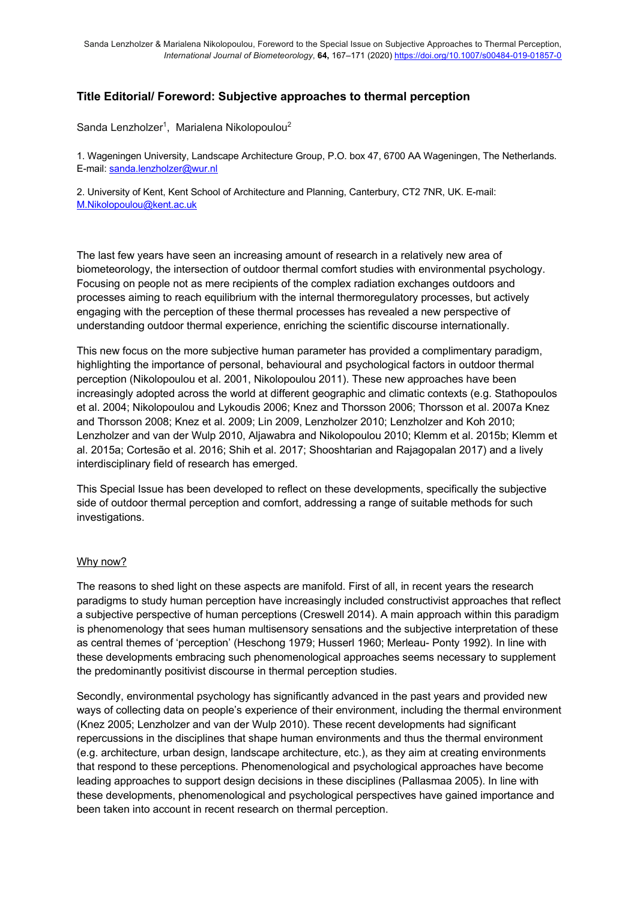Sanda Lenzholzer & Marialena Nikolopoulou, Foreword to the Special Issue on Subjective Approaches to Thermal Perception, *International Journal of Biometeorology*, **64,** 167–171 (2020) https://doi.org/10.1007/s00484-019-01857-0

## Title Editorial/ Foreword: Subjective approaches to thermal perception

Sanda Lenzholzer[1], Marialena Nikolopoulou[2]

1. Wageningen University, Landscape Architecture Group, P.O. box 47, 6700 AA Wageningen, The Netherlands. E-mail: sanda.lenzholzer@wur.nl

2. University of Kent, Kent School of Architecture and Planning, Canterbury, CT2 7NR, UK. E-mail: M.Nikolopoulou@kent.ac.uk

The last few years have seen an increasing amount of research in a relatively new area of biometeorology, the intersection of outdoor thermal comfort studies with environmental psychology. Focusing on people not as mere recipients of the complex radiation exchanges outdoors and processes aiming to reach equilibrium with the internal thermoregulatory processes, but actively engaging with the perception of these thermal processes has revealed a new perspective of understanding outdoor thermal experience, enriching the scientific discourse internationally.

This new focus on the more subjective human parameter has provided a complimentary paradigm, highlighting the importance of personal, behavioural and psychological factors in outdoor thermal perception (Nikolopoulou et al. 2001, Nikolopoulou 2011). These new approaches have been increasingly adopted across the world at different geographic and climatic contexts (e.g. Stathopoulos et al. 2004; Nikolopoulou and Lykoudis 2006; Knez and Thorsson 2006; Thorsson et al. 2007a Knez and Thorsson 2008; Knez et al. 2009; Lin 2009, Lenzholzer 2010; Lenzholzer and Koh 2010; Lenzholzer and van der Wulp 2010, Aljawabra and Nikolopoulou 2010; Klemm et al. 2015b; Klemm et al. 2015a; Cortesão et al. 2016; Shih et al. 2017; Shooshtarian and Rajagopalan 2017) and a lively interdisciplinary field of research has emerged.

This Special Issue has been developed to reflect on these developments, specifically the subjective side of outdoor thermal perception and comfort, addressing a range of suitable methods for such investigations.

### Why now?

The reasons to shed light on these aspects are manifold. First of all, in recent years the research paradigms to study human perception have increasingly included constructivist approaches that reflect a subjective perspective of human perceptions (Creswell 2014). A main approach within this paradigm is phenomenology that sees human multisensory sensations and the subjective interpretation of these as central themes of 'perception' (Heschong 1979; Husserl 1960; Merleau- Ponty 1992). In line with these developments embracing such phenomenological approaches seems necessary to supplement the predominantly positivist discourse in thermal perception studies.

Secondly, environmental psychology has significantly advanced in the past years and provided new ways of collecting data on people's experience of their environment, including the thermal environment (Knez 2005; Lenzholzer and van der Wulp 2010). These recent developments had significant repercussions in the disciplines that shape human environments and thus the thermal environment (e.g. architecture, urban design, landscape architecture, etc.), as they aim at creating environments that respond to these perceptions. Phenomenological and psychological approaches have become leading approaches to support design decisions in these disciplines (Pallasmaa 2005). In line with these developments, phenomenological and psychological perspectives have gained importance and been taken into account in recent research on thermal perception.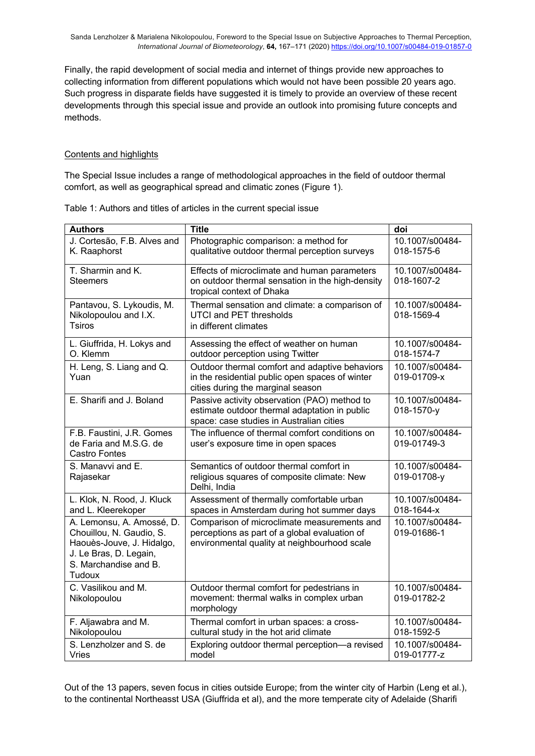Finally, the rapid development of social media and internet of things provide new approaches to collecting information from different populations which would not have been possible 20 years ago. Such progress in disparate fields have suggested it is timely to provide an overview of these recent developments through this special issue and provide an outlook into promising future concepts and methods.

## Contents and highlights

The Special Issue includes a range of methodological approaches in the field of outdoor thermal comfort, as well as geographical spread and climatic zones (Figure 1).

Table 1: Authors and titles of articles in the current special issue

| Authors | Title | doi |
|---|---|---|
| J. Cortesão, F.B. Alves and K. Raaphorst | Photographic comparison: a method for qualitative outdoor thermal perception surveys | 10.1007/s00484-018-1575-6 |
| T. Sharmin and K. Steemers | Effects of microclimate and human parameters on outdoor thermal sensation in the high-density tropical context of Dhaka | 10.1007/s00484-018-1607-2 |
| Pantavou, S. Lykoudis, M. Nikolopoulou and I.X. Tsiros | Thermal sensation and climate: a comparison of UTCI and PET thresholds in different climates | 10.1007/s00484-018-1569-4 |
| L. Giuffrida, H. Lokys and O. Klemm | Assessing the effect of weather on human outdoor perception using Twitter | 10.1007/s00484-018-1574-7 |
| H. Leng, S. Liang and Q. Yuan | Outdoor thermal comfort and adaptive behaviors in the residential public open spaces of winter cities during the marginal season | 10.1007/s00484-019-01709-x |
| E. Sharifi and J. Boland | Passive activity observation (PAO) method to estimate outdoor thermal adaptation in public space: case studies in Australian cities | 10.1007/s00484-018-1570-y |
| F.B. Faustini, J.R. Gomes de Faria and M.S.G. de Castro Fontes | The influence of thermal comfort conditions on user's exposure time in open spaces | 10.1007/s00484-019-01749-3 |
| S. Manavvi and E. Rajasekar | Semantics of outdoor thermal comfort in religious squares of composite climate: New Delhi, India | 10.1007/s00484-019-01708-y |
| L. Klok, N. Rood, J. Kluck and L. Kleerekoper | Assessment of thermally comfortable urban spaces in Amsterdam during hot summer days | 10.1007/s00484-018-1644-x |
| A. Lemonsu, A. Amossé, D. Chouillou, N. Gaudio, S. Haouès-Jouve, J. Hidalgo, J. Le Bras, D. Legain, S. Marchandise and B. Tudoux | Comparison of microclimate measurements and perceptions as part of a global evaluation of environmental quality at neighbourhood scale | 10.1007/s00484-019-01686-1 |
| C. Vasilikou and M. Nikolopoulou | Outdoor thermal comfort for pedestrians in movement: thermal walks in complex urban morphology | 10.1007/s00484-019-01782-2 |
| F. Aljawabra and M. Nikolopoulou | Thermal comfort in urban spaces: a cross-cultural study in the hot arid climate | 10.1007/s00484-018-1592-5 |
| S. Lenzholzer and S. de Vries | Exploring outdoor thermal perception—a revised model | 10.1007/s00484-019-01777-z |

Out of the 13 papers, seven focus in cities outside Europe; from the winter city of Harbin (Leng et al.), to the continental Northeasst USA (Giuffrida et al), and the more temperate city of Adelaide (Sharifi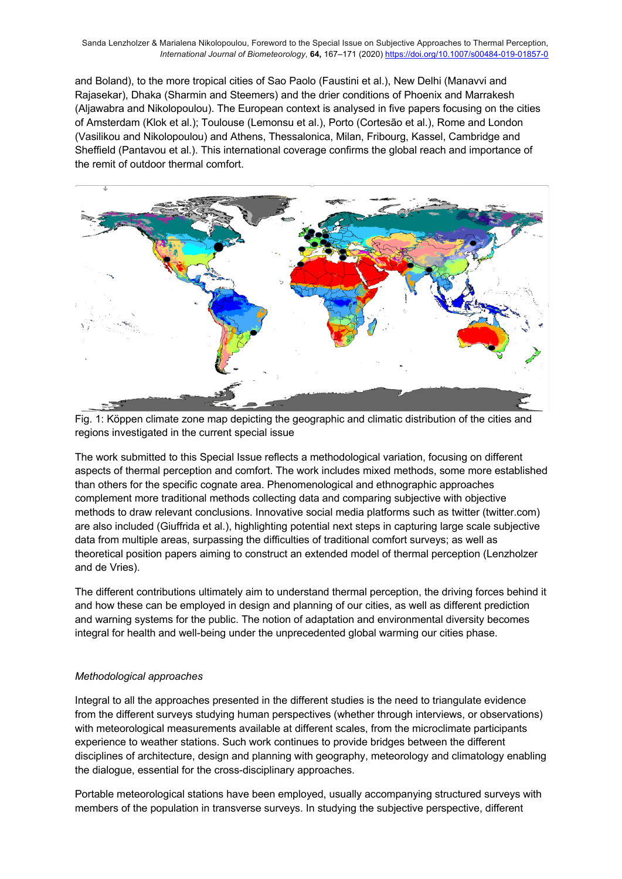and Boland), to the more tropical cities of Sao Paolo (Faustini et al.), New Delhi (Manavvi and Rajasekar), Dhaka (Sharmin and Steemers) and the drier conditions of Phoenix and Marrakesh (Aljawabra and Nikolopoulou). The European context is analysed in five papers focusing on the cities of Amsterdam (Klok et al.); Toulouse (Lemonsu et al.), Porto (Cortesão et al.), Rome and London (Vasilikou and Nikolopoulou) and Athens, Thessalonica, Milan, Fribourg, Kassel, Cambridge and Sheffield (Pantavou et al.). This international coverage confirms the global reach and importance of the remit of outdoor thermal comfort.

Fig. 1: Köppen climate zone map depicting the geographic and climatic distribution of the cities and regions investigated in the current special issue

The work submitted to this Special Issue reflects a methodological variation, focusing on different aspects of thermal perception and comfort. The work includes mixed methods, some more established than others for the specific cognate area. Phenomenological and ethnographic approaches complement more traditional methods collecting data and comparing subjective with objective methods to draw relevant conclusions. Innovative social media platforms such as twitter (twitter.com) are also included (Giuffrida et al.), highlighting potential next steps in capturing large scale subjective data from multiple areas, surpassing the difficulties of traditional comfort surveys; as well as theoretical position papers aiming to construct an extended model of thermal perception (Lenzholzer and de Vries).

The different contributions ultimately aim to understand thermal perception, the driving forces behind it and how these can be employed in design and planning of our cities, as well as different prediction and warning systems for the public. The notion of adaptation and environmental diversity becomes integral for health and well-being under the unprecedented global warming our cities phase.

*Methodological approaches*

Integral to all the approaches presented in the different studies is the need to triangulate evidence from the different surveys studying human perspectives (whether through interviews, or observations) with meteorological measurements available at different scales, from the microclimate participants experience to weather stations. Such work continues to provide bridges between the different disciplines of architecture, design and planning with geography, meteorology and climatology enabling the dialogue, essential for the cross-disciplinary approaches.

Portable meteorological stations have been employed, usually accompanying structured surveys with members of the population in transverse surveys. In studying the subjective perspective, different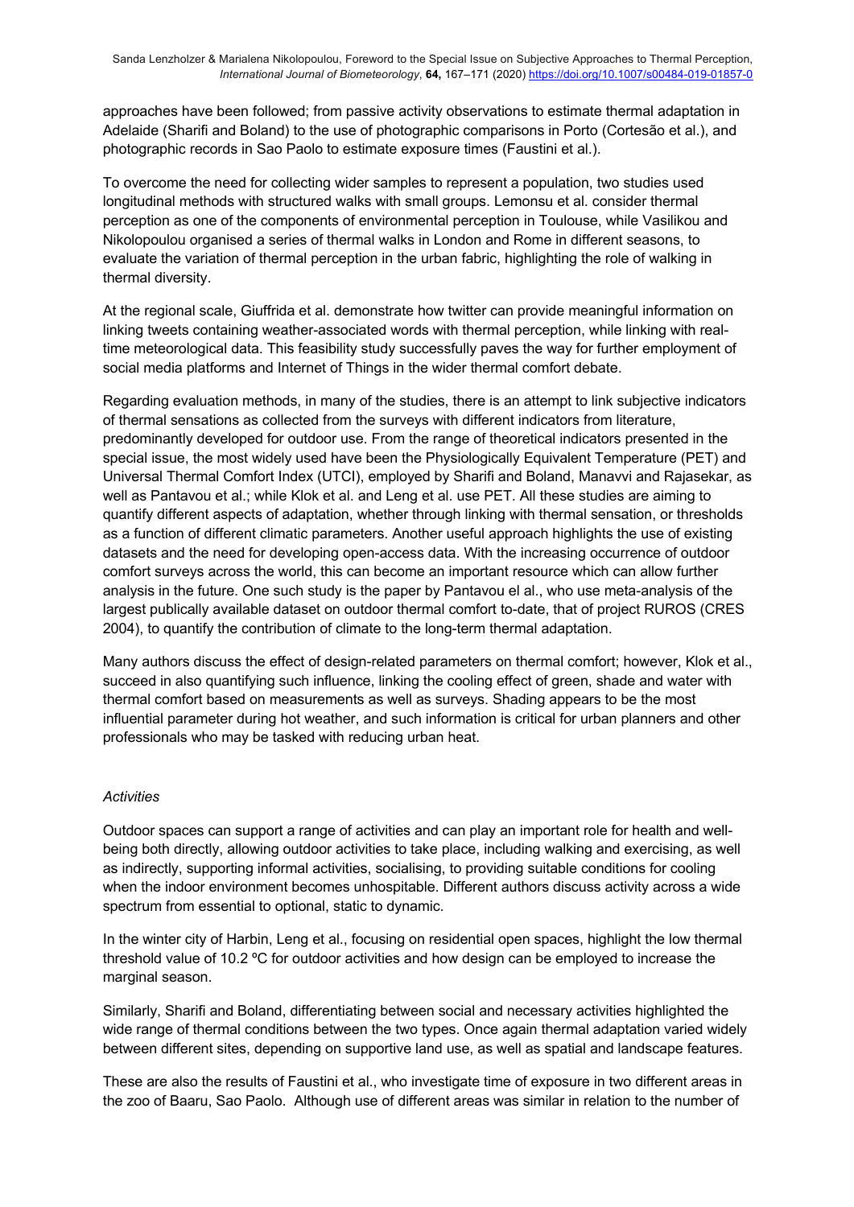approaches have been followed; from passive activity observations to estimate thermal adaptation in Adelaide (Sharifi and Boland) to the use of photographic comparisons in Porto (Cortesão et al.), and photographic records in Sao Paolo to estimate exposure times (Faustini et al.).

To overcome the need for collecting wider samples to represent a population, two studies used longitudinal methods with structured walks with small groups. Lemonsu et al. consider thermal perception as one of the components of environmental perception in Toulouse, while Vasilikou and Nikolopoulou organised a series of thermal walks in London and Rome in different seasons, to evaluate the variation of thermal perception in the urban fabric, highlighting the role of walking in thermal diversity.

At the regional scale, Giuffrida et al. demonstrate how twitter can provide meaningful information on linking tweets containing weather-associated words with thermal perception, while linking with real-time meteorological data. This feasibility study successfully paves the way for further employment of social media platforms and Internet of Things in the wider thermal comfort debate.

Regarding evaluation methods, in many of the studies, there is an attempt to link subjective indicators of thermal sensations as collected from the surveys with different indicators from literature, predominantly developed for outdoor use. From the range of theoretical indicators presented in the special issue, the most widely used have been the Physiologically Equivalent Temperature (PET) and Universal Thermal Comfort Index (UTCI), employed by Sharifi and Boland, Manavvi and Rajasekar, as well as Pantavou et al.; while Klok et al. and Leng et al. use PET. All these studies are aiming to quantify different aspects of adaptation, whether through linking with thermal sensation, or thresholds as a function of different climatic parameters. Another useful approach highlights the use of existing datasets and the need for developing open-access data. With the increasing occurrence of outdoor comfort surveys across the world, this can become an important resource which can allow further analysis in the future. One such study is the paper by Pantavou el al., who use meta-analysis of the largest publically available dataset on outdoor thermal comfort to-date, that of project RUROS (CRES 2004), to quantify the contribution of climate to the long-term thermal adaptation.

Many authors discuss the effect of design-related parameters on thermal comfort; however, Klok et al., succeed in also quantifying such influence, linking the cooling effect of green, shade and water with thermal comfort based on measurements as well as surveys. Shading appears to be the most influential parameter during hot weather, and such information is critical for urban planners and other professionals who may be tasked with reducing urban heat.

*Activities*

Outdoor spaces can support a range of activities and can play an important role for health and well-being both directly, allowing outdoor activities to take place, including walking and exercising, as well as indirectly, supporting informal activities, socialising, to providing suitable conditions for cooling when the indoor environment becomes unhospitable. Different authors discuss activity across a wide spectrum from essential to optional, static to dynamic.

In the winter city of Harbin, Leng et al., focusing on residential open spaces, highlight the low thermal threshold value of 10.2 ºC for outdoor activities and how design can be employed to increase the marginal season.

Similarly, Sharifi and Boland, differentiating between social and necessary activities highlighted the wide range of thermal conditions between the two types. Once again thermal adaptation varied widely between different sites, depending on supportive land use, as well as spatial and landscape features.

These are also the results of Faustini et al., who investigate time of exposure in two different areas in the zoo of Baaru, Sao Paolo. Although use of different areas was similar in relation to the number of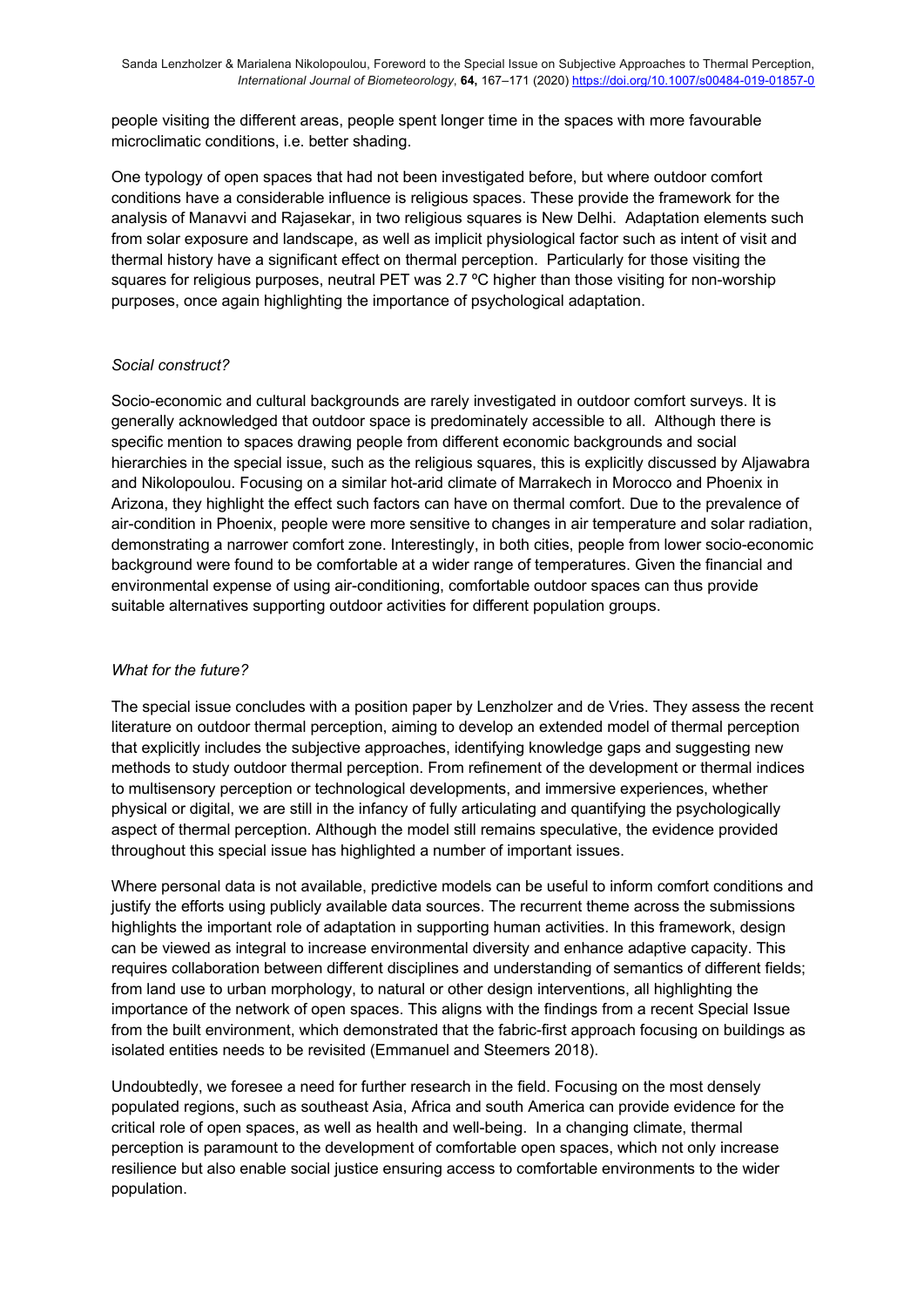people visiting the different areas, people spent longer time in the spaces with more favourable microclimatic conditions, i.e. better shading.

One typology of open spaces that had not been investigated before, but where outdoor comfort conditions have a considerable influence is religious spaces. These provide the framework for the analysis of Manavvi and Rajasekar, in two religious squares is New Delhi. Adaptation elements such from solar exposure and landscape, as well as implicit physiological factor such as intent of visit and thermal history have a significant effect on thermal perception. Particularly for those visiting the squares for religious purposes, neutral PET was 2.7 ºC higher than those visiting for non-worship purposes, once again highlighting the importance of psychological adaptation.

*Social construct?*

Socio-economic and cultural backgrounds are rarely investigated in outdoor comfort surveys. It is generally acknowledged that outdoor space is predominately accessible to all. Although there is specific mention to spaces drawing people from different economic backgrounds and social hierarchies in the special issue, such as the religious squares, this is explicitly discussed by Aljawabra and Nikolopoulou. Focusing on a similar hot-arid climate of Marrakech in Morocco and Phoenix in Arizona, they highlight the effect such factors can have on thermal comfort. Due to the prevalence of air-condition in Phoenix, people were more sensitive to changes in air temperature and solar radiation, demonstrating a narrower comfort zone. Interestingly, in both cities, people from lower socio-economic background were found to be comfortable at a wider range of temperatures. Given the financial and environmental expense of using air-conditioning, comfortable outdoor spaces can thus provide suitable alternatives supporting outdoor activities for different population groups.

*What for the future?*

The special issue concludes with a position paper by Lenzholzer and de Vries. They assess the recent literature on outdoor thermal perception, aiming to develop an extended model of thermal perception that explicitly includes the subjective approaches, identifying knowledge gaps and suggesting new methods to study outdoor thermal perception. From refinement of the development or thermal indices to multisensory perception or technological developments, and immersive experiences, whether physical or digital, we are still in the infancy of fully articulating and quantifying the psychologically aspect of thermal perception. Although the model still remains speculative, the evidence provided throughout this special issue has highlighted a number of important issues.

Where personal data is not available, predictive models can be useful to inform comfort conditions and justify the efforts using publicly available data sources. The recurrent theme across the submissions highlights the important role of adaptation in supporting human activities. In this framework, design can be viewed as integral to increase environmental diversity and enhance adaptive capacity. This requires collaboration between different disciplines and understanding of semantics of different fields; from land use to urban morphology, to natural or other design interventions, all highlighting the importance of the network of open spaces. This aligns with the findings from a recent Special Issue from the built environment, which demonstrated that the fabric-first approach focusing on buildings as isolated entities needs to be revisited (Emmanuel and Steemers 2018).

Undoubtedly, we foresee a need for further research in the field. Focusing on the most densely populated regions, such as southeast Asia, Africa and south America can provide evidence for the critical role of open spaces, as well as health and well-being. In a changing climate, thermal perception is paramount to the development of comfortable open spaces, which not only increase resilience but also enable social justice ensuring access to comfortable environments to the wider population.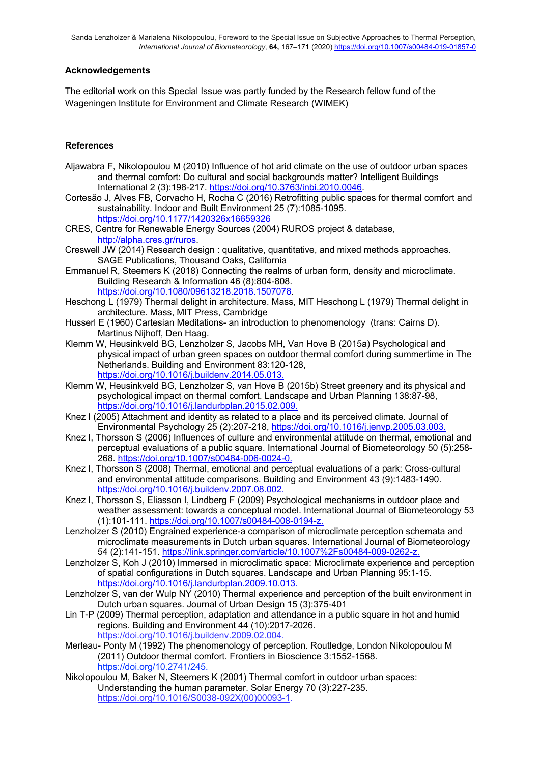### Acknowledgements

The editorial work on this Special Issue was partly funded by the Research fellow fund of the Wageningen Institute for Environment and Climate Research (WIMEK)

### References

Aljawabra F, Nikolopoulou M (2010) Influence of hot arid climate on the use of outdoor urban spaces and thermal comfort: Do cultural and social backgrounds matter? Intelligent Buildings International 2 (3):198-217. https://doi.org/10.3763/inbi.2010.0046.

Cortesão J, Alves FB, Corvacho H, Rocha C (2016) Retrofitting public spaces for thermal comfort and sustainability. Indoor and Built Environment 25 (7):1085-1095. https://doi.org/10.1177/1420326x16659326

CRES, Centre for Renewable Energy Sources (2004) RUROS project & database, http://alpha.cres.gr/ruros.

Creswell JW (2014) Research design : qualitative, quantitative, and mixed methods approaches. SAGE Publications, Thousand Oaks, California

Emmanuel R, Steemers K (2018) Connecting the realms of urban form, density and microclimate. Building Research & Information 46 (8):804-808. https://doi.org/10.1080/09613218.2018.1507078.

Heschong L (1979) Thermal delight in architecture. Mass, MIT Heschong L (1979) Thermal delight in architecture. Mass, MIT Press, Cambridge

Husserl E (1960) Cartesian Meditations- an introduction to phenomenology (trans: Cairns D). Martinus Nijhoff, Den Haag.

Klemm W, Heusinkveld BG, Lenzholzer S, Jacobs MH, Van Hove B (2015a) Psychological and physical impact of urban green spaces on outdoor thermal comfort during summertime in The Netherlands. Building and Environment 83:120-128, https://doi.org/10.1016/j.buildenv.2014.05.013.

Klemm W, Heusinkveld BG, Lenzholzer S, van Hove B (2015b) Street greenery and its physical and psychological impact on thermal comfort. Landscape and Urban Planning 138:87-98, https://doi.org/10.1016/j.landurbplan.2015.02.009.

Knez I (2005) Attachment and identity as related to a place and its perceived climate. Journal of Environmental Psychology 25 (2):207-218, https://doi.org/10.1016/j.jenvp.2005.03.003.

Knez I, Thorsson S (2006) Influences of culture and environmental attitude on thermal, emotional and perceptual evaluations of a public square. International Journal of Biometeorology 50 (5):258-268. https://doi.org/10.1007/s00484-006-0024-0.

Knez I, Thorsson S (2008) Thermal, emotional and perceptual evaluations of a park: Cross-cultural and environmental attitude comparisons. Building and Environment 43 (9):1483-1490. https://doi.org/10.1016/j.buildenv.2007.08.002.

Knez I, Thorsson S, Eliasson I, Lindberg F (2009) Psychological mechanisms in outdoor place and weather assessment: towards a conceptual model. International Journal of Biometeorology 53 (1):101-111. https://doi.org/10.1007/s00484-008-0194-z.

Lenzholzer S (2010) Engrained experience-a comparison of microclimate perception schemata and microclimate measurements in Dutch urban squares. International Journal of Biometeorology 54 (2):141-151. https://link.springer.com/article/10.1007%2Fs00484-009-0262-z.

Lenzholzer S, Koh J (2010) Immersed in microclimatic space: Microclimate experience and perception of spatial configurations in Dutch squares. Landscape and Urban Planning 95:1-15. https://doi.org/10.1016/j.landurbplan.2009.10.013.

Lenzholzer S, van der Wulp NY (2010) Thermal experience and perception of the built environment in Dutch urban squares. Journal of Urban Design 15 (3):375-401

Lin T-P (2009) Thermal perception, adaptation and attendance in a public square in hot and humid regions. Building and Environment 44 (10):2017-2026. https://doi.org/10.1016/j.buildenv.2009.02.004.

Merleau- Ponty M (1992) The phenomenology of perception. Routledge, London Nikolopoulou M (2011) Outdoor thermal comfort. Frontiers in Bioscience 3:1552-1568. https://doi.org/10.2741/245.

Nikolopoulou M, Baker N, Steemers K (2001) Thermal comfort in outdoor urban spaces: Understanding the human parameter. Solar Energy 70 (3):227-235. https://doi.org/10.1016/S0038-092X(00)00093-1.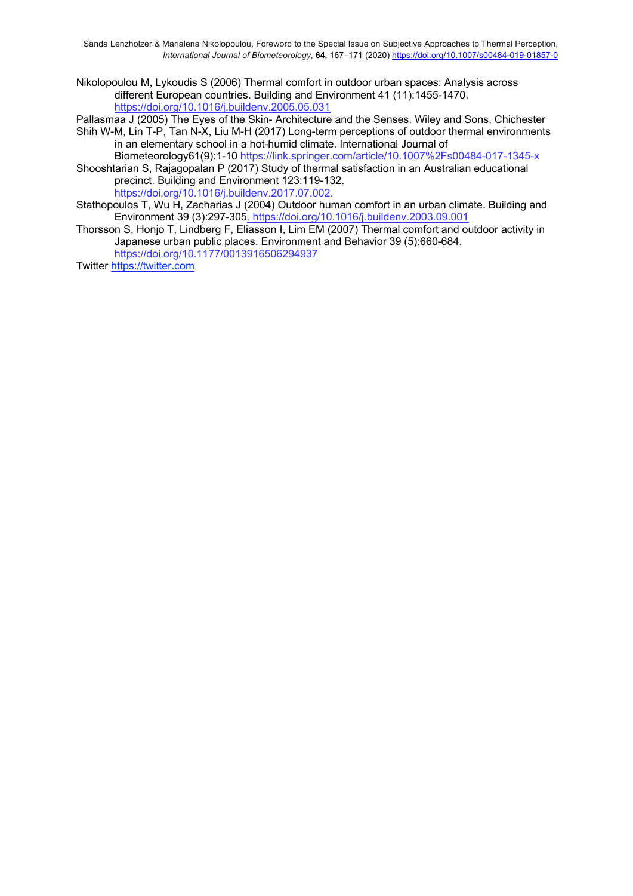Nikolopoulou M, Lykoudis S (2006) Thermal comfort in outdoor urban spaces: Analysis across different European countries. Building and Environment 41 (11):1455-1470. https://doi.org/10.1016/j.buildenv.2005.05.031

Pallasmaa J (2005) The Eyes of the Skin- Architecture and the Senses. Wiley and Sons, Chichester

Shih W-M, Lin T-P, Tan N-X, Liu M-H (2017) Long-term perceptions of outdoor thermal environments in an elementary school in a hot-humid climate. International Journal of Biometeorology61(9):1-10 https://link.springer.com/article/10.1007%2Fs00484-017-1345-x

Shooshtarian S, Rajagopalan P (2017) Study of thermal satisfaction in an Australian educational precinct. Building and Environment 123:119-132. https://doi.org/10.1016/j.buildenv.2017.07.002.

Stathopoulos T, Wu H, Zacharias J (2004) Outdoor human comfort in an urban climate. Building and Environment 39 (3):297-305. https://doi.org/10.1016/j.buildenv.2003.09.001

Thorsson S, Honjo T, Lindberg F, Eliasson I, Lim EM (2007) Thermal comfort and outdoor activity in Japanese urban public places. Environment and Behavior 39 (5):660-684. https://doi.org/10.1177/0013916506294937

Twitter https://twitter.com